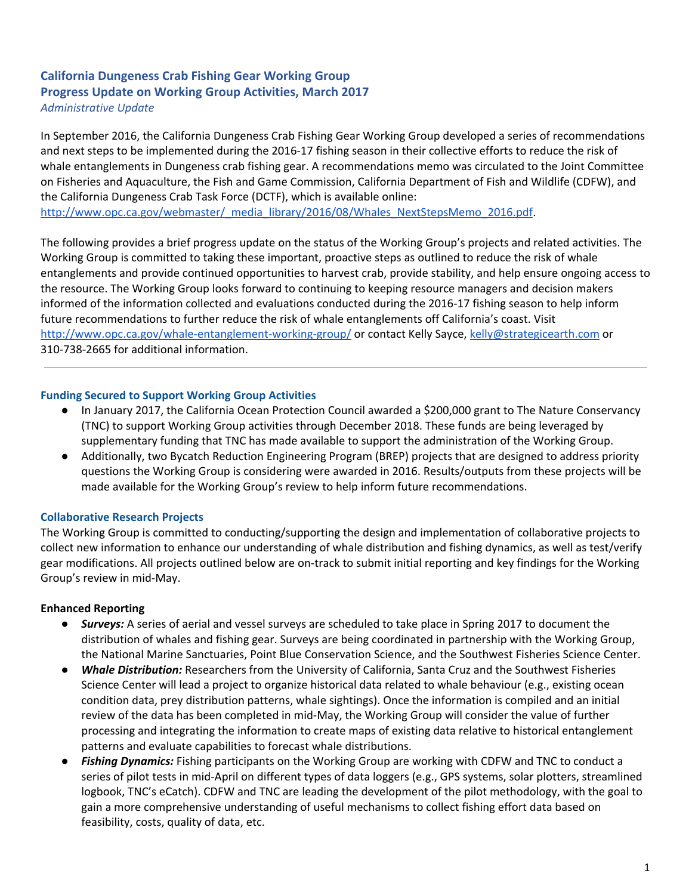# California Dungeness Crab Fishing Gear Working Group
# Progress Update on Working Group Activities, March 2017

*Administrative Update*

In September 2016, the California Dungeness Crab Fishing Gear Working Group developed a series of recommendations and next steps to be implemented during the 2016-17 fishing season in their collective efforts to reduce the risk of whale entanglements in Dungeness crab fishing gear. A recommendations memo was circulated to the Joint Committee on Fisheries and Aquaculture, the Fish and Game Commission, California Department of Fish and Wildlife (CDFW), and the California Dungeness Crab Task Force (DCTF), which is available online: http://www.opc.ca.gov/webmaster/_media_library/2016/08/Whales_NextStepsMemo_2016.pdf.

The following provides a brief progress update on the status of the Working Group's projects and related activities. The Working Group is committed to taking these important, proactive steps as outlined to reduce the risk of whale entanglements and provide continued opportunities to harvest crab, provide stability, and help ensure ongoing access to the resource. The Working Group looks forward to continuing to keeping resource managers and decision makers informed of the information collected and evaluations conducted during the 2016-17 fishing season to help inform future recommendations to further reduce the risk of whale entanglements off California's coast. Visit http://www.opc.ca.gov/whale-entanglement-working-group/ or contact Kelly Sayce, kelly@strategicearth.com or 310-738-2665 for additional information.

---

## Funding Secured to Support Working Group Activities

- In January 2017, the California Ocean Protection Council awarded a $200,000 grant to The Nature Conservancy (TNC) to support Working Group activities through December 2018. These funds are being leveraged by supplementary funding that TNC has made available to support the administration of the Working Group.
- Additionally, two Bycatch Reduction Engineering Program (BREP) projects that are designed to address priority questions the Working Group is considering were awarded in 2016. Results/outputs from these projects will be made available for the Working Group's review to help inform future recommendations.

## Collaborative Research Projects

The Working Group is committed to conducting/supporting the design and implementation of collaborative projects to collect new information to enhance our understanding of whale distribution and fishing dynamics, as well as test/verify gear modifications. All projects outlined below are on-track to submit initial reporting and key findings for the Working Group's review in mid-May.

### Enhanced Reporting

- ***Surveys:*** A series of aerial and vessel surveys are scheduled to take place in Spring 2017 to document the distribution of whales and fishing gear. Surveys are being coordinated in partnership with the Working Group, the National Marine Sanctuaries, Point Blue Conservation Science, and the Southwest Fisheries Science Center.
- ***Whale Distribution:*** Researchers from the University of California, Santa Cruz and the Southwest Fisheries Science Center will lead a project to organize historical data related to whale behaviour (e.g., existing ocean condition data, prey distribution patterns, whale sightings). Once the information is compiled and an initial review of the data has been completed in mid-May, the Working Group will consider the value of further processing and integrating the information to create maps of existing data relative to historical entanglement patterns and evaluate capabilities to forecast whale distributions.
- ***Fishing Dynamics:*** Fishing participants on the Working Group are working with CDFW and TNC to conduct a series of pilot tests in mid-April on different types of data loggers (e.g., GPS systems, solar plotters, streamlined logbook, TNC's eCatch). CDFW and TNC are leading the development of the pilot methodology, with the goal to gain a more comprehensive understanding of useful mechanisms to collect fishing effort data based on feasibility, costs, quality of data, etc.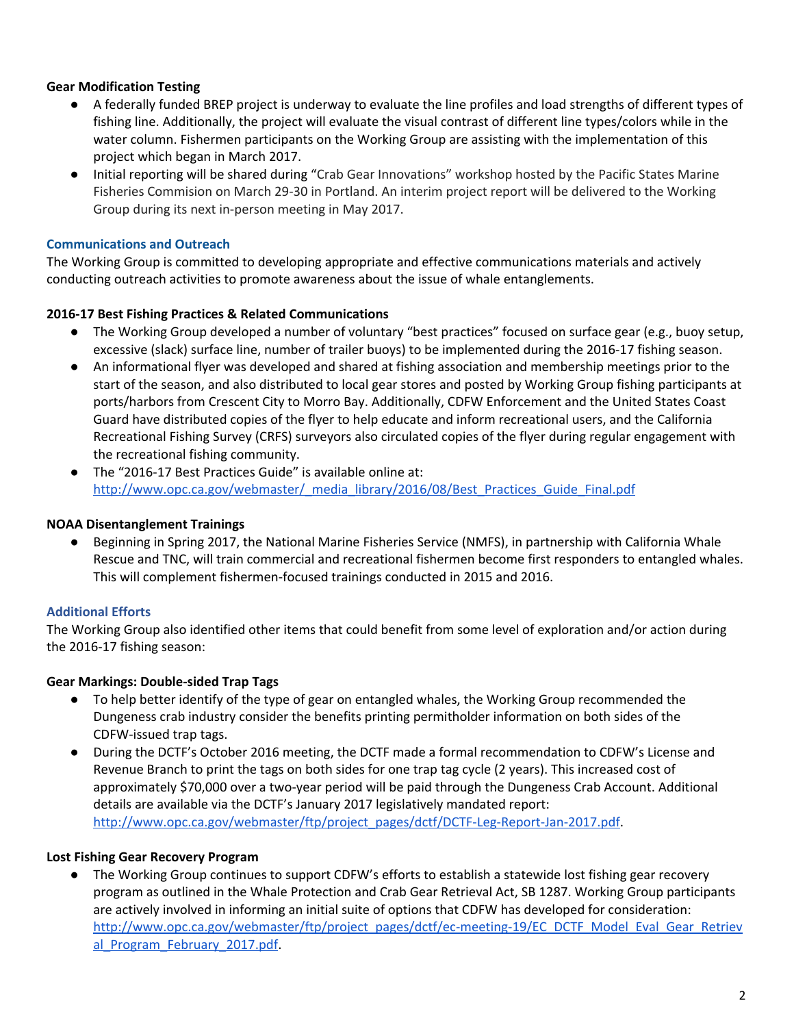**Gear Modification Testing**

- A federally funded BREP project is underway to evaluate the line profiles and load strengths of different types of fishing line. Additionally, the project will evaluate the visual contrast of different line types/colors while in the water column. Fishermen participants on the Working Group are assisting with the implementation of this project which began in March 2017.
- Initial reporting will be shared during "Crab Gear Innovations" workshop hosted by the Pacific States Marine Fisheries Commision on March 29-30 in Portland. An interim project report will be delivered to the Working Group during its next in-person meeting in May 2017.

## Communications and Outreach

The Working Group is committed to developing appropriate and effective communications materials and actively conducting outreach activities to promote awareness about the issue of whale entanglements.

**2016-17 Best Fishing Practices & Related Communications**

- The Working Group developed a number of voluntary "best practices" focused on surface gear (e.g., buoy setup, excessive (slack) surface line, number of trailer buoys) to be implemented during the 2016-17 fishing season.
- An informational flyer was developed and shared at fishing association and membership meetings prior to the start of the season, and also distributed to local gear stores and posted by Working Group fishing participants at ports/harbors from Crescent City to Morro Bay. Additionally, CDFW Enforcement and the United States Coast Guard have distributed copies of the flyer to help educate and inform recreational users, and the California Recreational Fishing Survey (CRFS) surveyors also circulated copies of the flyer during regular engagement with the recreational fishing community.
- The "2016-17 Best Practices Guide" is available online at: http://www.opc.ca.gov/webmaster/_media_library/2016/08/Best_Practices_Guide_Final.pdf

**NOAA Disentanglement Trainings**

- Beginning in Spring 2017, the National Marine Fisheries Service (NMFS), in partnership with California Whale Rescue and TNC, will train commercial and recreational fishermen become first responders to entangled whales. This will complement fishermen-focused trainings conducted in 2015 and 2016.

## Additional Efforts

The Working Group also identified other items that could benefit from some level of exploration and/or action during the 2016-17 fishing season:

**Gear Markings: Double-sided Trap Tags**

- To help better identify of the type of gear on entangled whales, the Working Group recommended the Dungeness crab industry consider the benefits printing permitholder information on both sides of the CDFW-issued trap tags.
- During the DCTF's October 2016 meeting, the DCTF made a formal recommendation to CDFW's License and Revenue Branch to print the tags on both sides for one trap tag cycle (2 years). This increased cost of approximately $70,000 over a two-year period will be paid through the Dungeness Crab Account. Additional details are available via the DCTF's January 2017 legislatively mandated report: http://www.opc.ca.gov/webmaster/ftp/project_pages/dctf/DCTF-Leg-Report-Jan-2017.pdf.

**Lost Fishing Gear Recovery Program**

- The Working Group continues to support CDFW's efforts to establish a statewide lost fishing gear recovery program as outlined in the Whale Protection and Crab Gear Retrieval Act, SB 1287. Working Group participants are actively involved in informing an initial suite of options that CDFW has developed for consideration: http://www.opc.ca.gov/webmaster/ftp/project_pages/dctf/ec-meeting-19/EC_DCTF_Model_Eval_Gear_Retrieval_Program_February_2017.pdf.